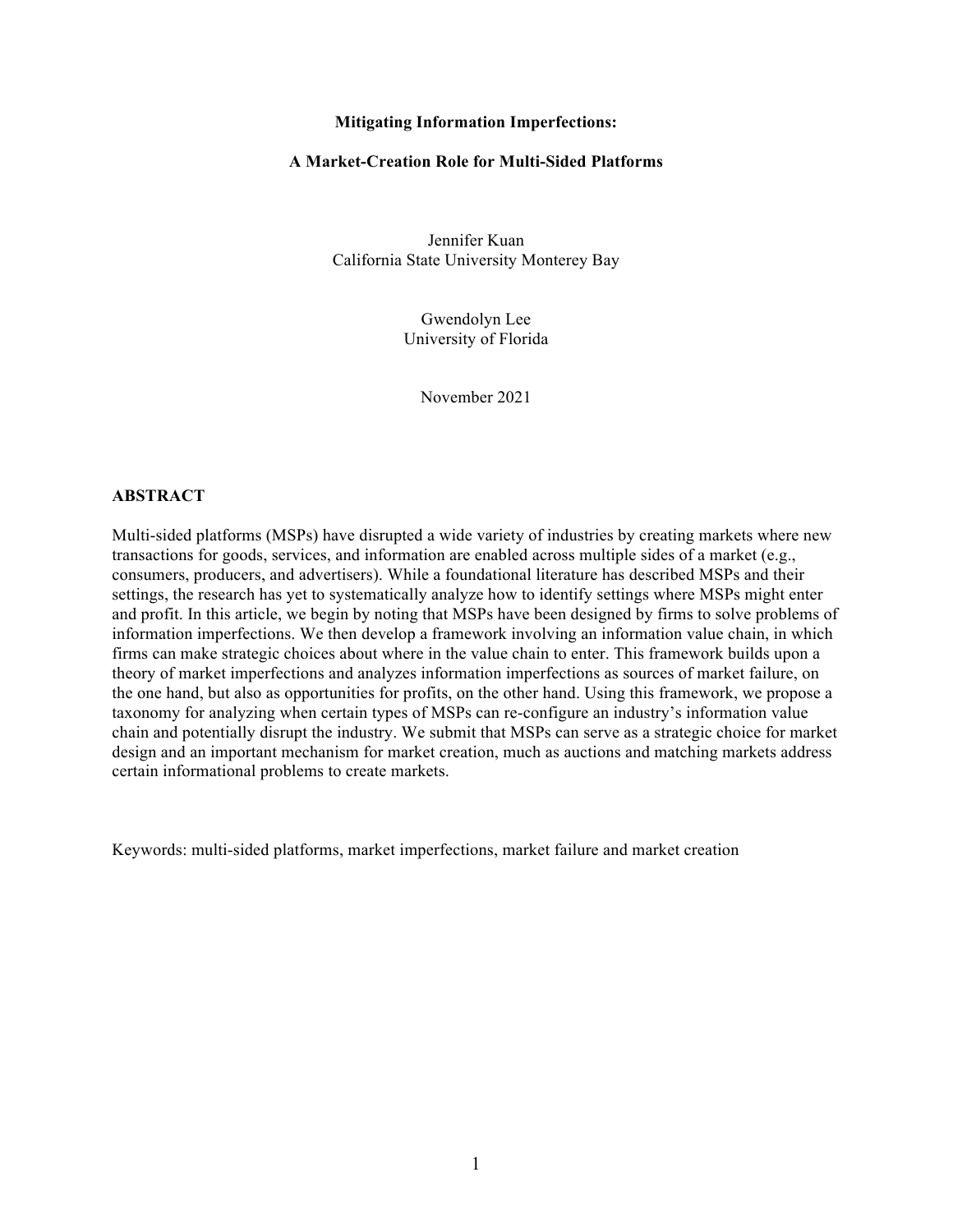# Mitigating Information Imperfections:

## A Market-Creation Role for Multi-Sided Platforms

Jennifer Kuan
California State University Monterey Bay

Gwendolyn Lee
University of Florida

November 2021

## ABSTRACT

Multi-sided platforms (MSPs) have disrupted a wide variety of industries by creating markets where new transactions for goods, services, and information are enabled across multiple sides of a market (e.g., consumers, producers, and advertisers). While a foundational literature has described MSPs and their settings, the research has yet to systematically analyze how to identify settings where MSPs might enter and profit. In this article, we begin by noting that MSPs have been designed by firms to solve problems of information imperfections. We then develop a framework involving an information value chain, in which firms can make strategic choices about where in the value chain to enter. This framework builds upon a theory of market imperfections and analyzes information imperfections as sources of market failure, on the one hand, but also as opportunities for profits, on the other hand. Using this framework, we propose a taxonomy for analyzing when certain types of MSPs can re-configure an industry's information value chain and potentially disrupt the industry. We submit that MSPs can serve as a strategic choice for market design and an important mechanism for market creation, much as auctions and matching markets address certain informational problems to create markets.

Keywords: multi-sided platforms, market imperfections, market failure and market creation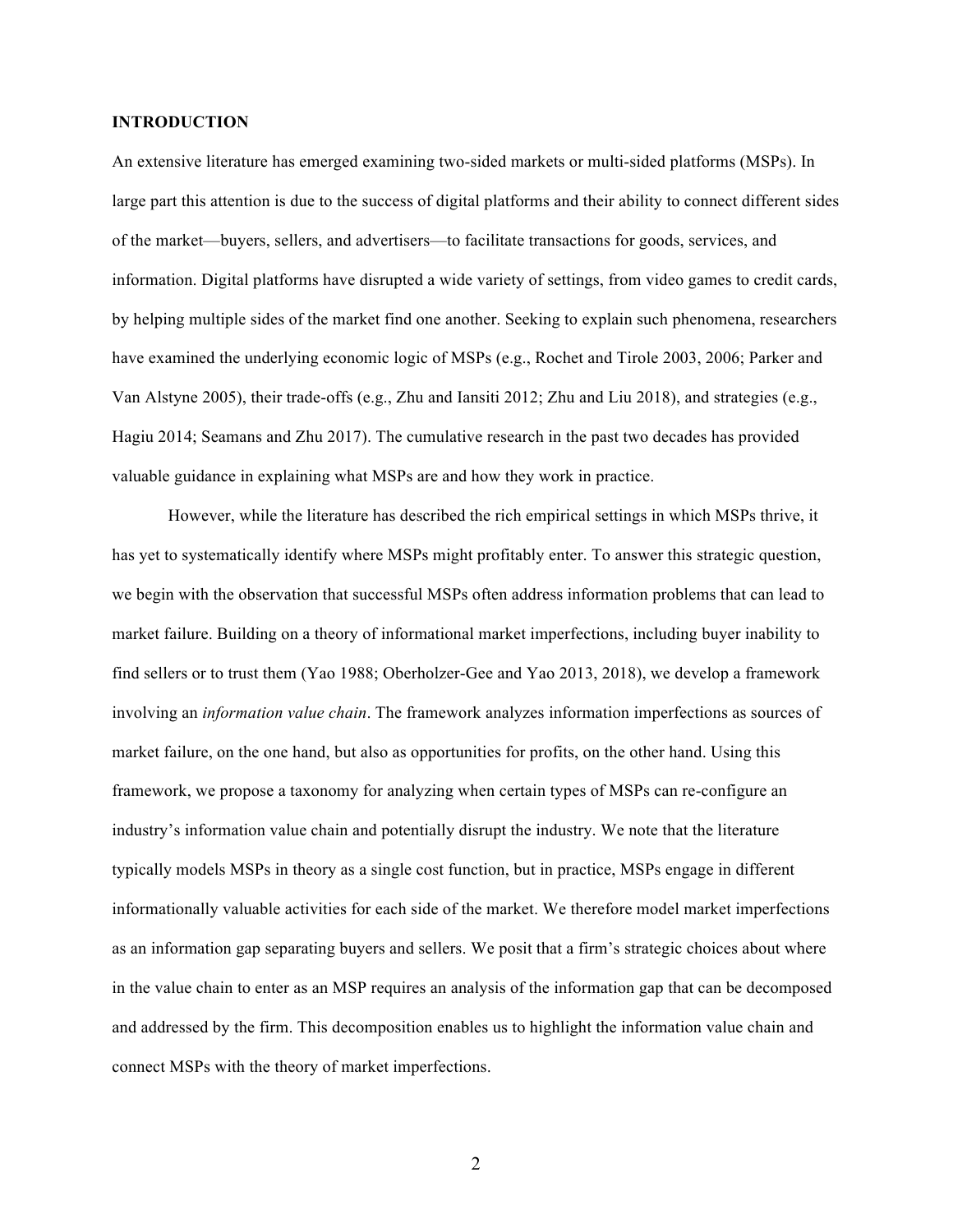## INTRODUCTION

An extensive literature has emerged examining two-sided markets or multi-sided platforms (MSPs). In large part this attention is due to the success of digital platforms and their ability to connect different sides of the market—buyers, sellers, and advertisers—to facilitate transactions for goods, services, and information. Digital platforms have disrupted a wide variety of settings, from video games to credit cards, by helping multiple sides of the market find one another. Seeking to explain such phenomena, researchers have examined the underlying economic logic of MSPs (e.g., Rochet and Tirole 2003, 2006; Parker and Van Alstyne 2005), their trade-offs (e.g., Zhu and Iansiti 2012; Zhu and Liu 2018), and strategies (e.g., Hagiu 2014; Seamans and Zhu 2017). The cumulative research in the past two decades has provided valuable guidance in explaining what MSPs are and how they work in practice.

However, while the literature has described the rich empirical settings in which MSPs thrive, it has yet to systematically identify where MSPs might profitably enter. To answer this strategic question, we begin with the observation that successful MSPs often address information problems that can lead to market failure. Building on a theory of informational market imperfections, including buyer inability to find sellers or to trust them (Yao 1988; Oberholzer-Gee and Yao 2013, 2018), we develop a framework involving an *information value chain*. The framework analyzes information imperfections as sources of market failure, on the one hand, but also as opportunities for profits, on the other hand. Using this framework, we propose a taxonomy for analyzing when certain types of MSPs can re-configure an industry's information value chain and potentially disrupt the industry. We note that the literature typically models MSPs in theory as a single cost function, but in practice, MSPs engage in different informationally valuable activities for each side of the market. We therefore model market imperfections as an information gap separating buyers and sellers. We posit that a firm's strategic choices about where in the value chain to enter as an MSP requires an analysis of the information gap that can be decomposed and addressed by the firm. This decomposition enables us to highlight the information value chain and connect MSPs with the theory of market imperfections.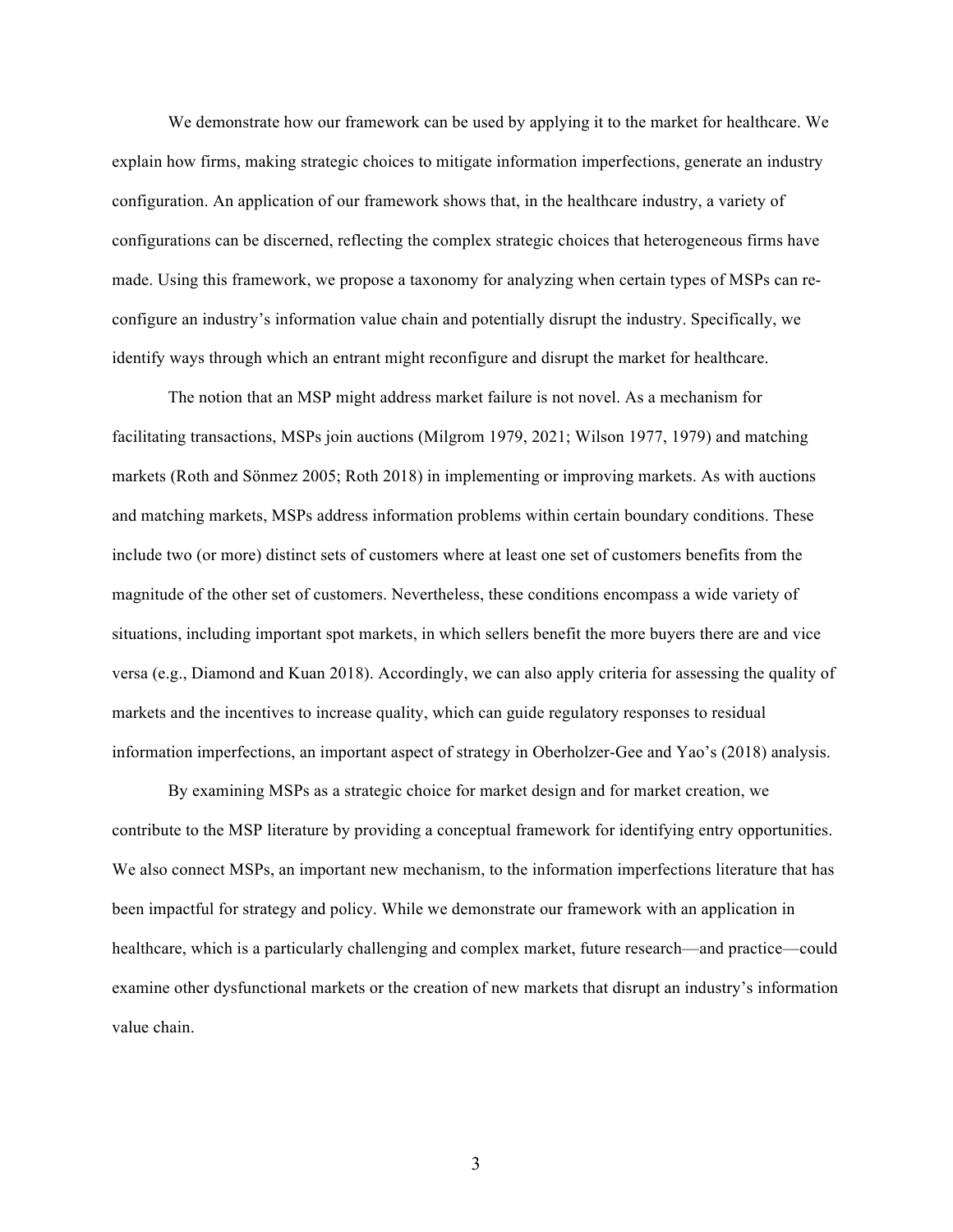We demonstrate how our framework can be used by applying it to the market for healthcare. We explain how firms, making strategic choices to mitigate information imperfections, generate an industry configuration. An application of our framework shows that, in the healthcare industry, a variety of configurations can be discerned, reflecting the complex strategic choices that heterogeneous firms have made. Using this framework, we propose a taxonomy for analyzing when certain types of MSPs can re-configure an industry's information value chain and potentially disrupt the industry. Specifically, we identify ways through which an entrant might reconfigure and disrupt the market for healthcare.

The notion that an MSP might address market failure is not novel. As a mechanism for facilitating transactions, MSPs join auctions (Milgrom 1979, 2021; Wilson 1977, 1979) and matching markets (Roth and Sönmez 2005; Roth 2018) in implementing or improving markets. As with auctions and matching markets, MSPs address information problems within certain boundary conditions. These include two (or more) distinct sets of customers where at least one set of customers benefits from the magnitude of the other set of customers. Nevertheless, these conditions encompass a wide variety of situations, including important spot markets, in which sellers benefit the more buyers there are and vice versa (e.g., Diamond and Kuan 2018). Accordingly, we can also apply criteria for assessing the quality of markets and the incentives to increase quality, which can guide regulatory responses to residual information imperfections, an important aspect of strategy in Oberholzer-Gee and Yao's (2018) analysis.

By examining MSPs as a strategic choice for market design and for market creation, we contribute to the MSP literature by providing a conceptual framework for identifying entry opportunities. We also connect MSPs, an important new mechanism, to the information imperfections literature that has been impactful for strategy and policy. While we demonstrate our framework with an application in healthcare, which is a particularly challenging and complex market, future research—and practice—could examine other dysfunctional markets or the creation of new markets that disrupt an industry's information value chain.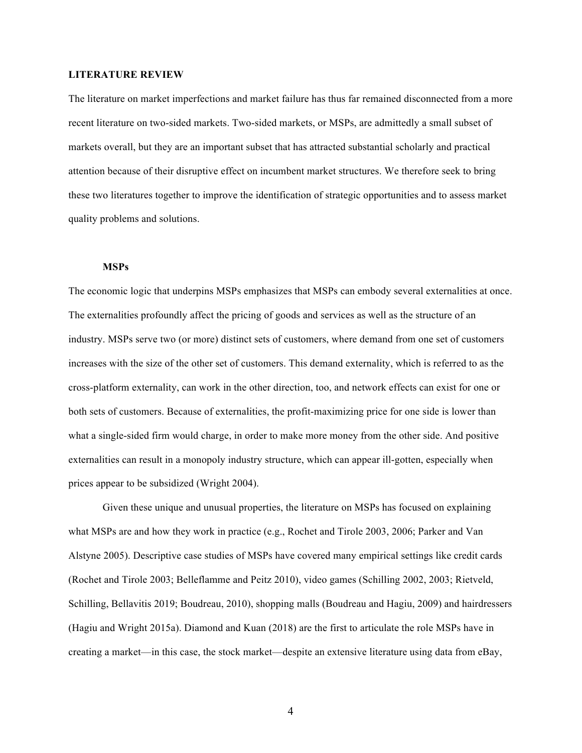## LITERATURE REVIEW

The literature on market imperfections and market failure has thus far remained disconnected from a more recent literature on two-sided markets. Two-sided markets, or MSPs, are admittedly a small subset of markets overall, but they are an important subset that has attracted substantial scholarly and practical attention because of their disruptive effect on incumbent market structures. We therefore seek to bring these two literatures together to improve the identification of strategic opportunities and to assess market quality problems and solutions.

### MSPs

The economic logic that underpins MSPs emphasizes that MSPs can embody several externalities at once. The externalities profoundly affect the pricing of goods and services as well as the structure of an industry. MSPs serve two (or more) distinct sets of customers, where demand from one set of customers increases with the size of the other set of customers. This demand externality, which is referred to as the cross-platform externality, can work in the other direction, too, and network effects can exist for one or both sets of customers. Because of externalities, the profit-maximizing price for one side is lower than what a single-sided firm would charge, in order to make more money from the other side. And positive externalities can result in a monopoly industry structure, which can appear ill-gotten, especially when prices appear to be subsidized (Wright 2004).

Given these unique and unusual properties, the literature on MSPs has focused on explaining what MSPs are and how they work in practice (e.g., Rochet and Tirole 2003, 2006; Parker and Van Alstyne 2005). Descriptive case studies of MSPs have covered many empirical settings like credit cards (Rochet and Tirole 2003; Belleflamme and Peitz 2010), video games (Schilling 2002, 2003; Rietveld, Schilling, Bellavitis 2019; Boudreau, 2010), shopping malls (Boudreau and Hagiu, 2009) and hairdressers (Hagiu and Wright 2015a). Diamond and Kuan (2018) are the first to articulate the role MSPs have in creating a market—in this case, the stock market—despite an extensive literature using data from eBay,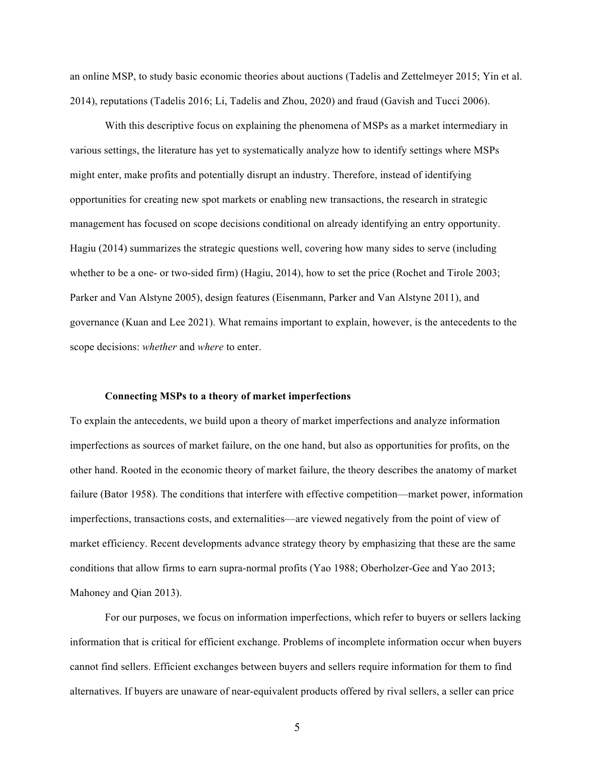an online MSP, to study basic economic theories about auctions (Tadelis and Zettelmeyer 2015; Yin et al. 2014), reputations (Tadelis 2016; Li, Tadelis and Zhou, 2020) and fraud (Gavish and Tucci 2006).

With this descriptive focus on explaining the phenomena of MSPs as a market intermediary in various settings, the literature has yet to systematically analyze how to identify settings where MSPs might enter, make profits and potentially disrupt an industry. Therefore, instead of identifying opportunities for creating new spot markets or enabling new transactions, the research in strategic management has focused on scope decisions conditional on already identifying an entry opportunity. Hagiu (2014) summarizes the strategic questions well, covering how many sides to serve (including whether to be a one- or two-sided firm) (Hagiu, 2014), how to set the price (Rochet and Tirole 2003; Parker and Van Alstyne 2005), design features (Eisenmann, Parker and Van Alstyne 2011), and governance (Kuan and Lee 2021). What remains important to explain, however, is the antecedents to the scope decisions: *whether* and *where* to enter.

### Connecting MSPs to a theory of market imperfections

To explain the antecedents, we build upon a theory of market imperfections and analyze information imperfections as sources of market failure, on the one hand, but also as opportunities for profits, on the other hand. Rooted in the economic theory of market failure, the theory describes the anatomy of market failure (Bator 1958). The conditions that interfere with effective competition—market power, information imperfections, transactions costs, and externalities—are viewed negatively from the point of view of market efficiency. Recent developments advance strategy theory by emphasizing that these are the same conditions that allow firms to earn supra-normal profits (Yao 1988; Oberholzer-Gee and Yao 2013; Mahoney and Qian 2013).

For our purposes, we focus on information imperfections, which refer to buyers or sellers lacking information that is critical for efficient exchange. Problems of incomplete information occur when buyers cannot find sellers. Efficient exchanges between buyers and sellers require information for them to find alternatives. If buyers are unaware of near-equivalent products offered by rival sellers, a seller can price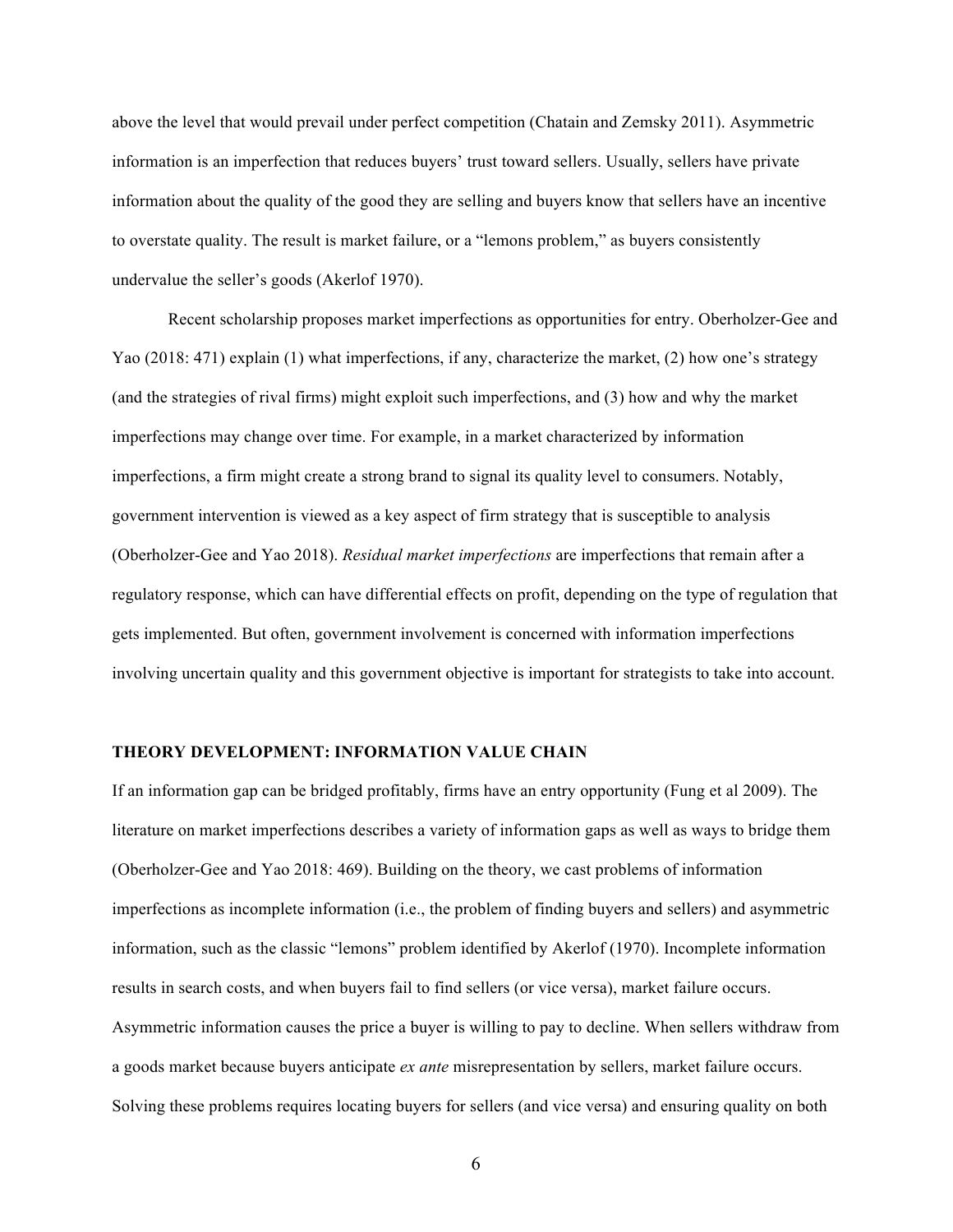above the level that would prevail under perfect competition (Chatain and Zemsky 2011). Asymmetric information is an imperfection that reduces buyers' trust toward sellers. Usually, sellers have private information about the quality of the good they are selling and buyers know that sellers have an incentive to overstate quality. The result is market failure, or a "lemons problem," as buyers consistently undervalue the seller's goods (Akerlof 1970).

Recent scholarship proposes market imperfections as opportunities for entry. Oberholzer-Gee and Yao (2018: 471) explain (1) what imperfections, if any, characterize the market, (2) how one's strategy (and the strategies of rival firms) might exploit such imperfections, and (3) how and why the market imperfections may change over time. For example, in a market characterized by information imperfections, a firm might create a strong brand to signal its quality level to consumers. Notably, government intervention is viewed as a key aspect of firm strategy that is susceptible to analysis (Oberholzer-Gee and Yao 2018). *Residual market imperfections* are imperfections that remain after a regulatory response, which can have differential effects on profit, depending on the type of regulation that gets implemented. But often, government involvement is concerned with information imperfections involving uncertain quality and this government objective is important for strategists to take into account.

## THEORY DEVELOPMENT: INFORMATION VALUE CHAIN

If an information gap can be bridged profitably, firms have an entry opportunity (Fung et al 2009). The literature on market imperfections describes a variety of information gaps as well as ways to bridge them (Oberholzer-Gee and Yao 2018: 469). Building on the theory, we cast problems of information imperfections as incomplete information (i.e., the problem of finding buyers and sellers) and asymmetric information, such as the classic "lemons" problem identified by Akerlof (1970). Incomplete information results in search costs, and when buyers fail to find sellers (or vice versa), market failure occurs. Asymmetric information causes the price a buyer is willing to pay to decline. When sellers withdraw from a goods market because buyers anticipate *ex ante* misrepresentation by sellers, market failure occurs. Solving these problems requires locating buyers for sellers (and vice versa) and ensuring quality on both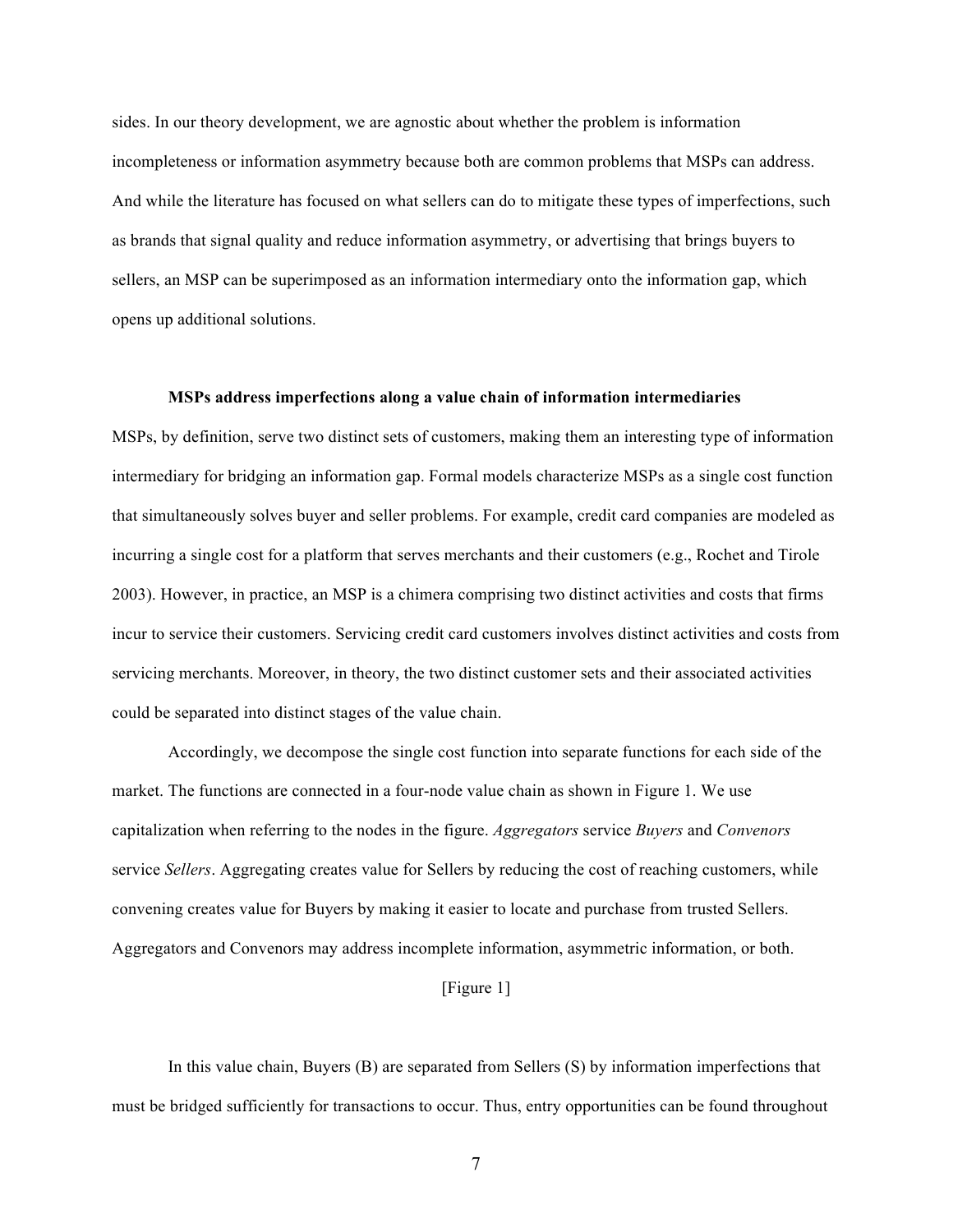sides. In our theory development, we are agnostic about whether the problem is information incompleteness or information asymmetry because both are common problems that MSPs can address. And while the literature has focused on what sellers can do to mitigate these types of imperfections, such as brands that signal quality and reduce information asymmetry, or advertising that brings buyers to sellers, an MSP can be superimposed as an information intermediary onto the information gap, which opens up additional solutions.

**MSPs address imperfections along a value chain of information intermediaries**

MSPs, by definition, serve two distinct sets of customers, making them an interesting type of information intermediary for bridging an information gap. Formal models characterize MSPs as a single cost function that simultaneously solves buyer and seller problems. For example, credit card companies are modeled as incurring a single cost for a platform that serves merchants and their customers (e.g., Rochet and Tirole 2003). However, in practice, an MSP is a chimera comprising two distinct activities and costs that firms incur to service their customers. Servicing credit card customers involves distinct activities and costs from servicing merchants. Moreover, in theory, the two distinct customer sets and their associated activities could be separated into distinct stages of the value chain.

Accordingly, we decompose the single cost function into separate functions for each side of the market. The functions are connected in a four-node value chain as shown in Figure 1. We use capitalization when referring to the nodes in the figure. *Aggregators* service *Buyers* and *Convenors* service *Sellers*. Aggregating creates value for Sellers by reducing the cost of reaching customers, while convening creates value for Buyers by making it easier to locate and purchase from trusted Sellers. Aggregators and Convenors may address incomplete information, asymmetric information, or both.

[Figure 1]

In this value chain, Buyers (B) are separated from Sellers (S) by information imperfections that must be bridged sufficiently for transactions to occur. Thus, entry opportunities can be found throughout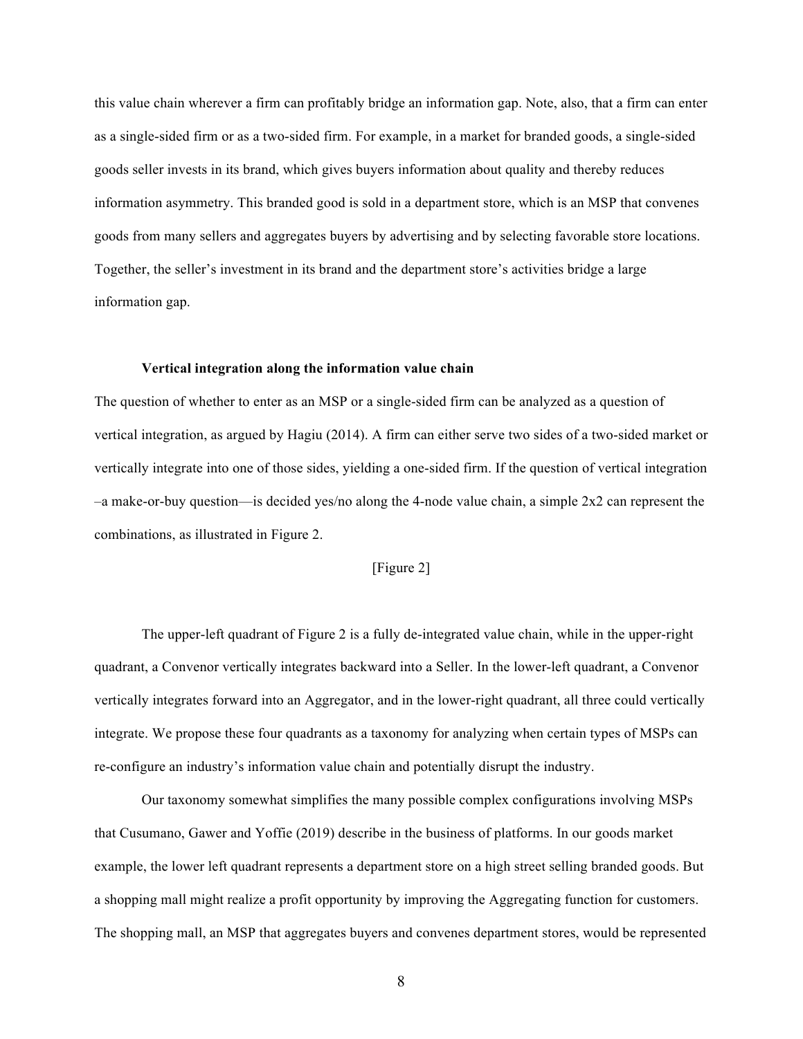this value chain wherever a firm can profitably bridge an information gap. Note, also, that a firm can enter as a single-sided firm or as a two-sided firm. For example, in a market for branded goods, a single-sided goods seller invests in its brand, which gives buyers information about quality and thereby reduces information asymmetry. This branded good is sold in a department store, which is an MSP that convenes goods from many sellers and aggregates buyers by advertising and by selecting favorable store locations. Together, the seller's investment in its brand and the department store's activities bridge a large information gap.

### Vertical integration along the information value chain

The question of whether to enter as an MSP or a single-sided firm can be analyzed as a question of vertical integration, as argued by Hagiu (2014). A firm can either serve two sides of a two-sided market or vertically integrate into one of those sides, yielding a one-sided firm. If the question of vertical integration –a make-or-buy question—is decided yes/no along the 4-node value chain, a simple 2x2 can represent the combinations, as illustrated in Figure 2.

[Figure 2]

The upper-left quadrant of Figure 2 is a fully de-integrated value chain, while in the upper-right quadrant, a Convenor vertically integrates backward into a Seller. In the lower-left quadrant, a Convenor vertically integrates forward into an Aggregator, and in the lower-right quadrant, all three could vertically integrate. We propose these four quadrants as a taxonomy for analyzing when certain types of MSPs can re-configure an industry's information value chain and potentially disrupt the industry.

Our taxonomy somewhat simplifies the many possible complex configurations involving MSPs that Cusumano, Gawer and Yoffie (2019) describe in the business of platforms. In our goods market example, the lower left quadrant represents a department store on a high street selling branded goods. But a shopping mall might realize a profit opportunity by improving the Aggregating function for customers. The shopping mall, an MSP that aggregates buyers and convenes department stores, would be represented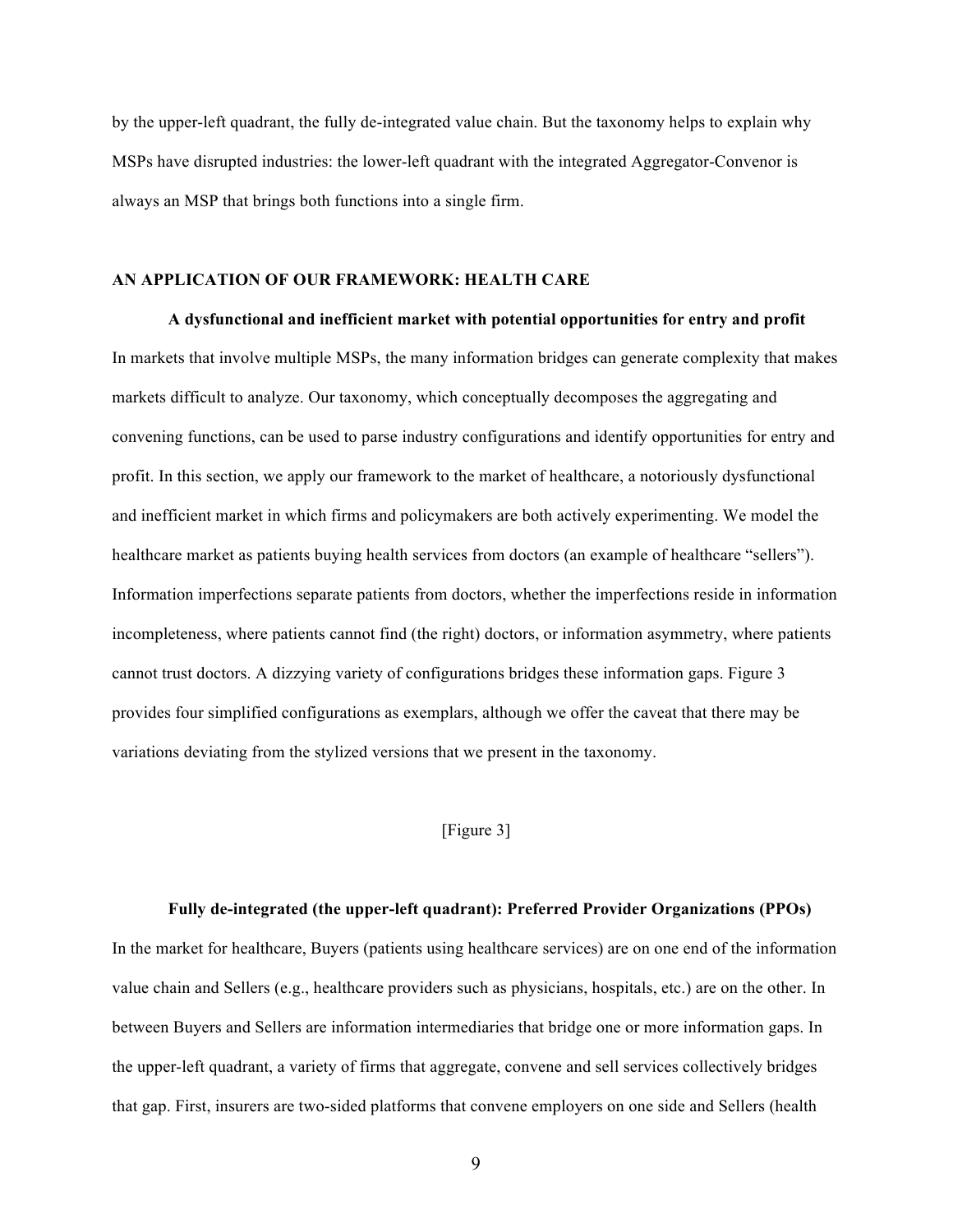by the upper-left quadrant, the fully de-integrated value chain. But the taxonomy helps to explain why MSPs have disrupted industries: the lower-left quadrant with the integrated Aggregator-Convenor is always an MSP that brings both functions into a single firm.

## AN APPLICATION OF OUR FRAMEWORK: HEALTH CARE

### A dysfunctional and inefficient market with potential opportunities for entry and profit

In markets that involve multiple MSPs, the many information bridges can generate complexity that makes markets difficult to analyze. Our taxonomy, which conceptually decomposes the aggregating and convening functions, can be used to parse industry configurations and identify opportunities for entry and profit. In this section, we apply our framework to the market of healthcare, a notoriously dysfunctional and inefficient market in which firms and policymakers are both actively experimenting. We model the healthcare market as patients buying health services from doctors (an example of healthcare "sellers"). Information imperfections separate patients from doctors, whether the imperfections reside in information incompleteness, where patients cannot find (the right) doctors, or information asymmetry, where patients cannot trust doctors. A dizzying variety of configurations bridges these information gaps. Figure 3 provides four simplified configurations as exemplars, although we offer the caveat that there may be variations deviating from the stylized versions that we present in the taxonomy.

[Figure 3]

### Fully de-integrated (the upper-left quadrant): Preferred Provider Organizations (PPOs)

In the market for healthcare, Buyers (patients using healthcare services) are on one end of the information value chain and Sellers (e.g., healthcare providers such as physicians, hospitals, etc.) are on the other. In between Buyers and Sellers are information intermediaries that bridge one or more information gaps. In the upper-left quadrant, a variety of firms that aggregate, convene and sell services collectively bridges that gap. First, insurers are two-sided platforms that convene employers on one side and Sellers (health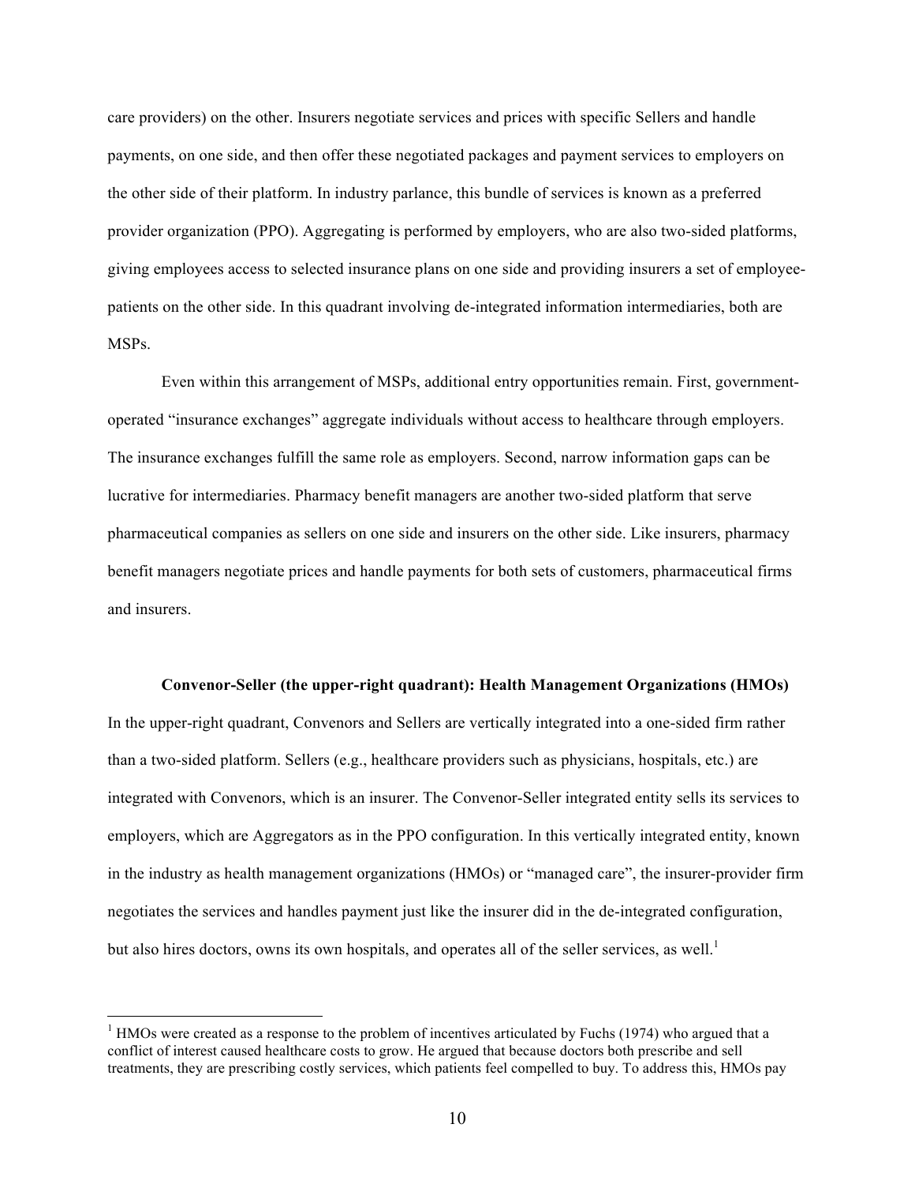care providers) on the other. Insurers negotiate services and prices with specific Sellers and handle payments, on one side, and then offer these negotiated packages and payment services to employers on the other side of their platform. In industry parlance, this bundle of services is known as a preferred provider organization (PPO). Aggregating is performed by employers, who are also two-sided platforms, giving employees access to selected insurance plans on one side and providing insurers a set of employee-patients on the other side. In this quadrant involving de-integrated information intermediaries, both are MSPs.

Even within this arrangement of MSPs, additional entry opportunities remain. First, government-operated "insurance exchanges" aggregate individuals without access to healthcare through employers. The insurance exchanges fulfill the same role as employers. Second, narrow information gaps can be lucrative for intermediaries. Pharmacy benefit managers are another two-sided platform that serve pharmaceutical companies as sellers on one side and insurers on the other side. Like insurers, pharmacy benefit managers negotiate prices and handle payments for both sets of customers, pharmaceutical firms and insurers.

**Convenor-Seller (the upper-right quadrant): Health Management Organizations (HMOs)**

In the upper-right quadrant, Convenors and Sellers are vertically integrated into a one-sided firm rather than a two-sided platform. Sellers (e.g., healthcare providers such as physicians, hospitals, etc.) are integrated with Convenors, which is an insurer. The Convenor-Seller integrated entity sells its services to employers, which are Aggregators as in the PPO configuration. In this vertically integrated entity, known in the industry as health management organizations (HMOs) or "managed care", the insurer-provider firm negotiates the services and handles payment just like the insurer did in the de-integrated configuration, but also hires doctors, owns its own hospitals, and operates all of the seller services, as well.[1]

[1] HMOs were created as a response to the problem of incentives articulated by Fuchs (1974) who argued that a conflict of interest caused healthcare costs to grow. He argued that because doctors both prescribe and sell treatments, they are prescribing costly services, which patients feel compelled to buy. To address this, HMOs pay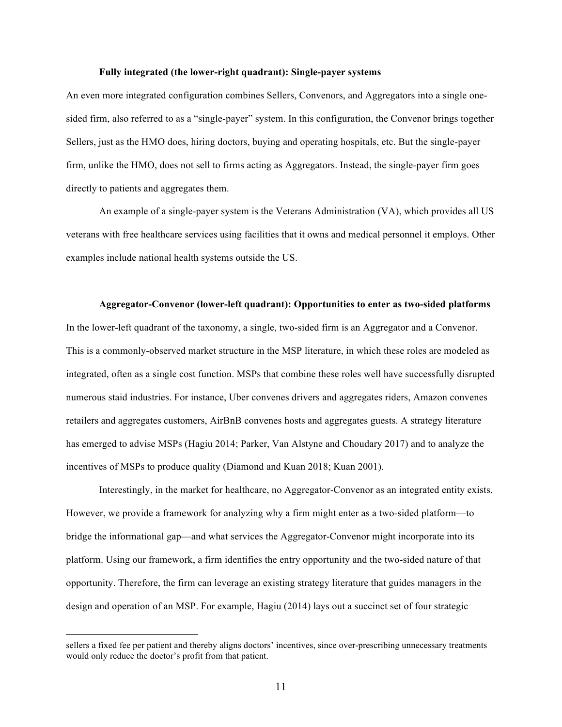**Fully integrated (the lower-right quadrant): Single-payer systems**

An even more integrated configuration combines Sellers, Convenors, and Aggregators into a single one-sided firm, also referred to as a "single-payer" system. In this configuration, the Convenor brings together Sellers, just as the HMO does, hiring doctors, buying and operating hospitals, etc. But the single-payer firm, unlike the HMO, does not sell to firms acting as Aggregators. Instead, the single-payer firm goes directly to patients and aggregates them.

An example of a single-payer system is the Veterans Administration (VA), which provides all US veterans with free healthcare services using facilities that it owns and medical personnel it employs. Other examples include national health systems outside the US.

**Aggregator-Convenor (lower-left quadrant): Opportunities to enter as two-sided platforms**

In the lower-left quadrant of the taxonomy, a single, two-sided firm is an Aggregator and a Convenor. This is a commonly-observed market structure in the MSP literature, in which these roles are modeled as integrated, often as a single cost function. MSPs that combine these roles well have successfully disrupted numerous staid industries. For instance, Uber convenes drivers and aggregates riders, Amazon convenes retailers and aggregates customers, AirBnB convenes hosts and aggregates guests. A strategy literature has emerged to advise MSPs (Hagiu 2014; Parker, Van Alstyne and Choudary 2017) and to analyze the incentives of MSPs to produce quality (Diamond and Kuan 2018; Kuan 2001).

Interestingly, in the market for healthcare, no Aggregator-Convenor as an integrated entity exists. However, we provide a framework for analyzing why a firm might enter as a two-sided platform—to bridge the informational gap—and what services the Aggregator-Convenor might incorporate into its platform. Using our framework, a firm identifies the entry opportunity and the two-sided nature of that opportunity. Therefore, the firm can leverage an existing strategy literature that guides managers in the design and operation of an MSP. For example, Hagiu (2014) lays out a succinct set of four strategic

sellers a fixed fee per patient and thereby aligns doctors' incentives, since over-prescribing unnecessary treatments would only reduce the doctor's profit from that patient.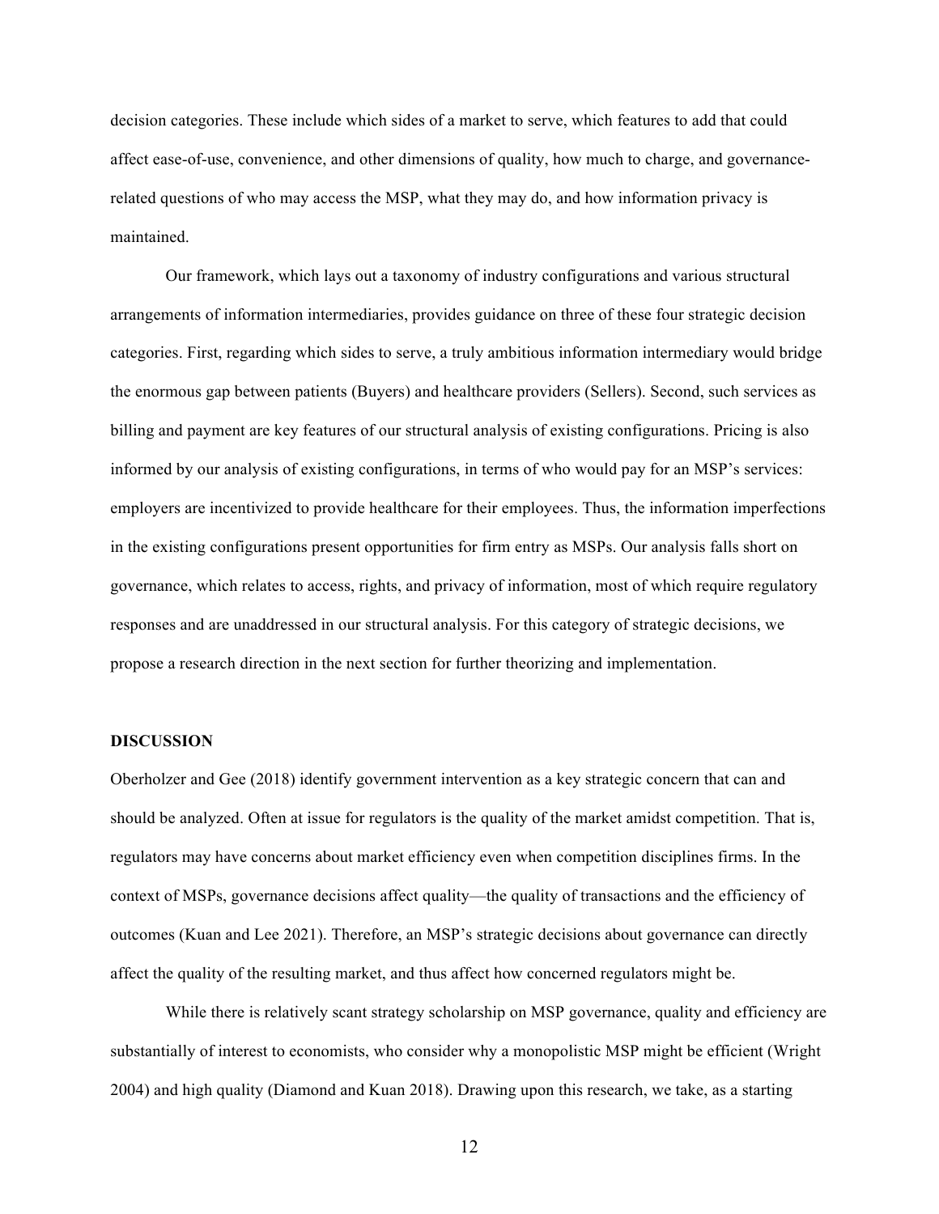decision categories. These include which sides of a market to serve, which features to add that could affect ease-of-use, convenience, and other dimensions of quality, how much to charge, and governance-related questions of who may access the MSP, what they may do, and how information privacy is maintained.

Our framework, which lays out a taxonomy of industry configurations and various structural arrangements of information intermediaries, provides guidance on three of these four strategic decision categories. First, regarding which sides to serve, a truly ambitious information intermediary would bridge the enormous gap between patients (Buyers) and healthcare providers (Sellers). Second, such services as billing and payment are key features of our structural analysis of existing configurations. Pricing is also informed by our analysis of existing configurations, in terms of who would pay for an MSP's services: employers are incentivized to provide healthcare for their employees. Thus, the information imperfections in the existing configurations present opportunities for firm entry as MSPs. Our analysis falls short on governance, which relates to access, rights, and privacy of information, most of which require regulatory responses and are unaddressed in our structural analysis. For this category of strategic decisions, we propose a research direction in the next section for further theorizing and implementation.

## DISCUSSION

Oberholzer and Gee (2018) identify government intervention as a key strategic concern that can and should be analyzed. Often at issue for regulators is the quality of the market amidst competition. That is, regulators may have concerns about market efficiency even when competition disciplines firms. In the context of MSPs, governance decisions affect quality—the quality of transactions and the efficiency of outcomes (Kuan and Lee 2021). Therefore, an MSP's strategic decisions about governance can directly affect the quality of the resulting market, and thus affect how concerned regulators might be.

While there is relatively scant strategy scholarship on MSP governance, quality and efficiency are substantially of interest to economists, who consider why a monopolistic MSP might be efficient (Wright 2004) and high quality (Diamond and Kuan 2018). Drawing upon this research, we take, as a starting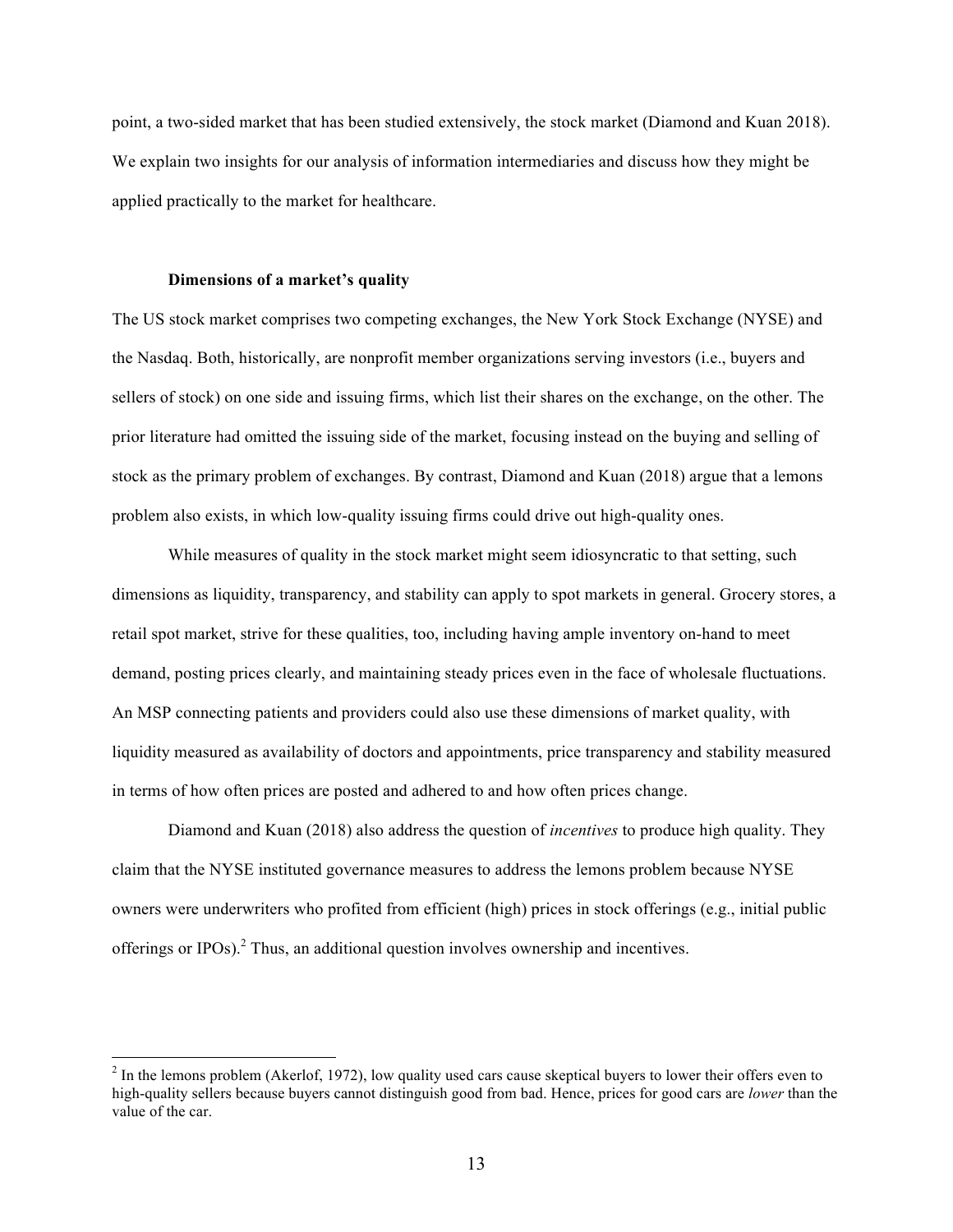point, a two-sided market that has been studied extensively, the stock market (Diamond and Kuan 2018). We explain two insights for our analysis of information intermediaries and discuss how they might be applied practically to the market for healthcare.

### Dimensions of a market's quality

The US stock market comprises two competing exchanges, the New York Stock Exchange (NYSE) and the Nasdaq. Both, historically, are nonprofit member organizations serving investors (i.e., buyers and sellers of stock) on one side and issuing firms, which list their shares on the exchange, on the other. The prior literature had omitted the issuing side of the market, focusing instead on the buying and selling of stock as the primary problem of exchanges. By contrast, Diamond and Kuan (2018) argue that a lemons problem also exists, in which low-quality issuing firms could drive out high-quality ones.

While measures of quality in the stock market might seem idiosyncratic to that setting, such dimensions as liquidity, transparency, and stability can apply to spot markets in general. Grocery stores, a retail spot market, strive for these qualities, too, including having ample inventory on-hand to meet demand, posting prices clearly, and maintaining steady prices even in the face of wholesale fluctuations. An MSP connecting patients and providers could also use these dimensions of market quality, with liquidity measured as availability of doctors and appointments, price transparency and stability measured in terms of how often prices are posted and adhered to and how often prices change.

Diamond and Kuan (2018) also address the question of *incentives* to produce high quality. They claim that the NYSE instituted governance measures to address the lemons problem because NYSE owners were underwriters who profited from efficient (high) prices in stock offerings (e.g., initial public offerings or IPOs).[2] Thus, an additional question involves ownership and incentives.

[2] In the lemons problem (Akerlof, 1972), low quality used cars cause skeptical buyers to lower their offers even to high-quality sellers because buyers cannot distinguish good from bad. Hence, prices for good cars are *lower* than the value of the car.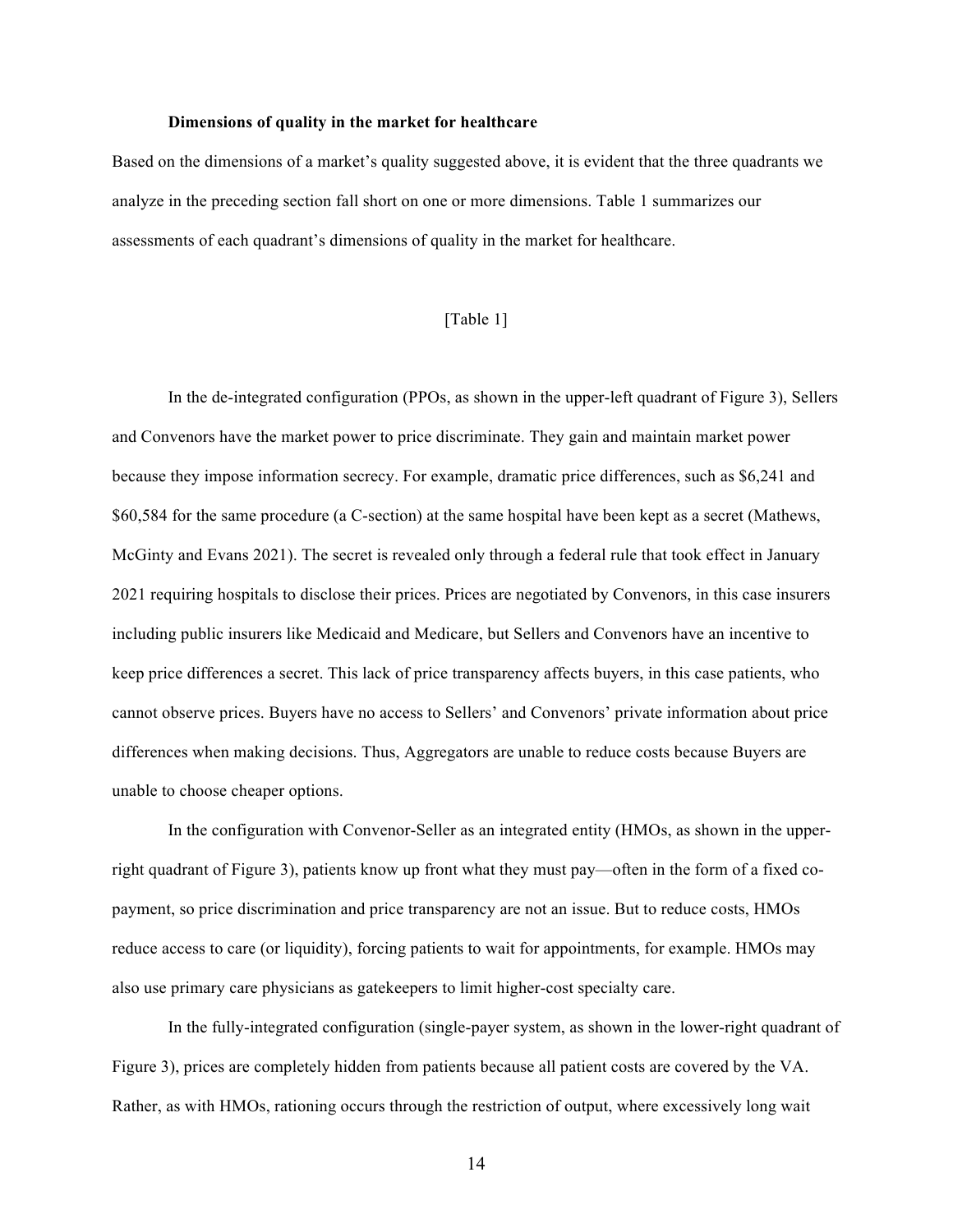### Dimensions of quality in the market for healthcare

Based on the dimensions of a market's quality suggested above, it is evident that the three quadrants we analyze in the preceding section fall short on one or more dimensions. Table 1 summarizes our assessments of each quadrant's dimensions of quality in the market for healthcare.

[Table 1]

In the de-integrated configuration (PPOs, as shown in the upper-left quadrant of Figure 3), Sellers and Convenors have the market power to price discriminate. They gain and maintain market power because they impose information secrecy. For example, dramatic price differences, such as $6,241 and $60,584 for the same procedure (a C-section) at the same hospital have been kept as a secret (Mathews, McGinty and Evans 2021). The secret is revealed only through a federal rule that took effect in January 2021 requiring hospitals to disclose their prices. Prices are negotiated by Convenors, in this case insurers including public insurers like Medicaid and Medicare, but Sellers and Convenors have an incentive to keep price differences a secret. This lack of price transparency affects buyers, in this case patients, who cannot observe prices. Buyers have no access to Sellers' and Convenors' private information about price differences when making decisions. Thus, Aggregators are unable to reduce costs because Buyers are unable to choose cheaper options.

In the configuration with Convenor-Seller as an integrated entity (HMOs, as shown in the upper-right quadrant of Figure 3), patients know up front what they must pay—often in the form of a fixed co-payment, so price discrimination and price transparency are not an issue. But to reduce costs, HMOs reduce access to care (or liquidity), forcing patients to wait for appointments, for example. HMOs may also use primary care physicians as gatekeepers to limit higher-cost specialty care.

In the fully-integrated configuration (single-payer system, as shown in the lower-right quadrant of Figure 3), prices are completely hidden from patients because all patient costs are covered by the VA. Rather, as with HMOs, rationing occurs through the restriction of output, where excessively long wait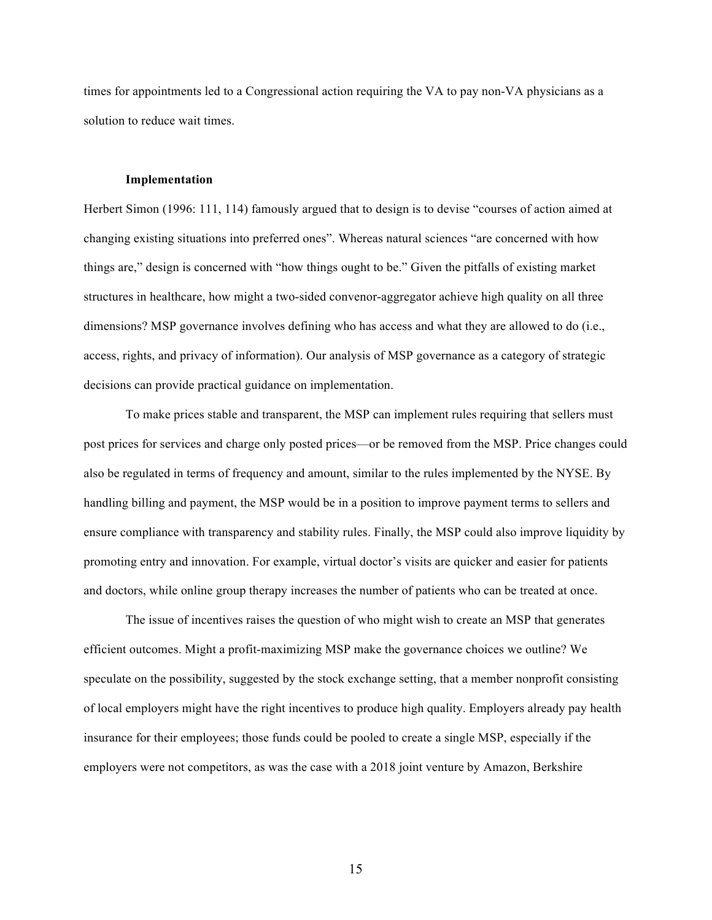times for appointments led to a Congressional action requiring the VA to pay non-VA physicians as a solution to reduce wait times.

**Implementation**

Herbert Simon (1996: 111, 114) famously argued that to design is to devise "courses of action aimed at changing existing situations into preferred ones". Whereas natural sciences "are concerned with how things are," design is concerned with "how things ought to be." Given the pitfalls of existing market structures in healthcare, how might a two-sided convenor-aggregator achieve high quality on all three dimensions? MSP governance involves defining who has access and what they are allowed to do (i.e., access, rights, and privacy of information). Our analysis of MSP governance as a category of strategic decisions can provide practical guidance on implementation.

To make prices stable and transparent, the MSP can implement rules requiring that sellers must post prices for services and charge only posted prices—or be removed from the MSP. Price changes could also be regulated in terms of frequency and amount, similar to the rules implemented by the NYSE. By handling billing and payment, the MSP would be in a position to improve payment terms to sellers and ensure compliance with transparency and stability rules. Finally, the MSP could also improve liquidity by promoting entry and innovation. For example, virtual doctor's visits are quicker and easier for patients and doctors, while online group therapy increases the number of patients who can be treated at once.

The issue of incentives raises the question of who might wish to create an MSP that generates efficient outcomes. Might a profit-maximizing MSP make the governance choices we outline? We speculate on the possibility, suggested by the stock exchange setting, that a member nonprofit consisting of local employers might have the right incentives to produce high quality. Employers already pay health insurance for their employees; those funds could be pooled to create a single MSP, especially if the employers were not competitors, as was the case with a 2018 joint venture by Amazon, Berkshire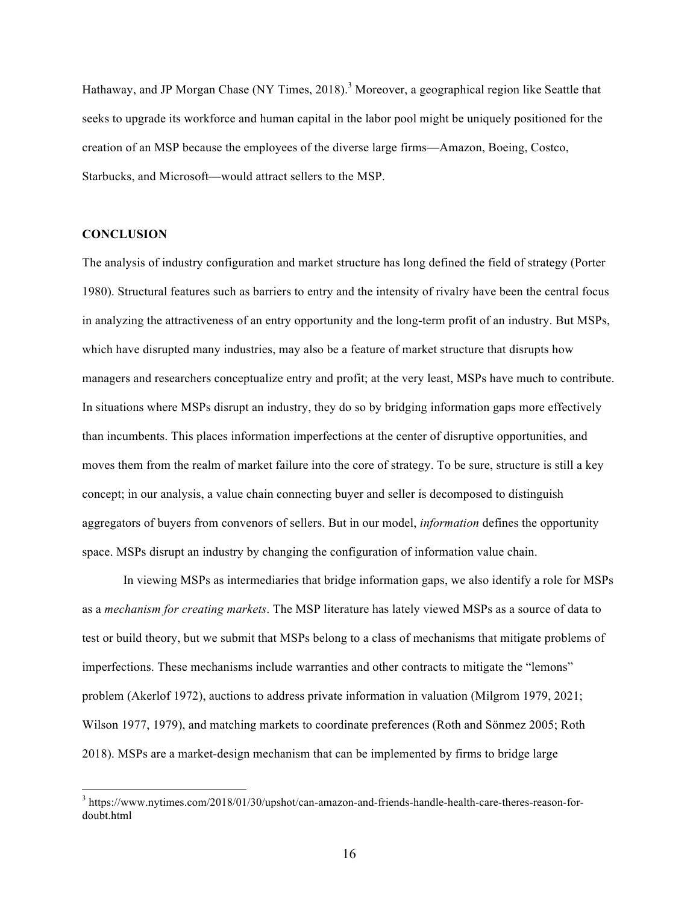Hathaway, and JP Morgan Chase (NY Times, 2018).[3] Moreover, a geographical region like Seattle that seeks to upgrade its workforce and human capital in the labor pool might be uniquely positioned for the creation of an MSP because the employees of the diverse large firms—Amazon, Boeing, Costco, Starbucks, and Microsoft—would attract sellers to the MSP.

## CONCLUSION

The analysis of industry configuration and market structure has long defined the field of strategy (Porter 1980). Structural features such as barriers to entry and the intensity of rivalry have been the central focus in analyzing the attractiveness of an entry opportunity and the long-term profit of an industry. But MSPs, which have disrupted many industries, may also be a feature of market structure that disrupts how managers and researchers conceptualize entry and profit; at the very least, MSPs have much to contribute. In situations where MSPs disrupt an industry, they do so by bridging information gaps more effectively than incumbents. This places information imperfections at the center of disruptive opportunities, and moves them from the realm of market failure into the core of strategy. To be sure, structure is still a key concept; in our analysis, a value chain connecting buyer and seller is decomposed to distinguish aggregators of buyers from convenors of sellers. But in our model, *information* defines the opportunity space. MSPs disrupt an industry by changing the configuration of information value chain.

In viewing MSPs as intermediaries that bridge information gaps, we also identify a role for MSPs as a *mechanism for creating markets*. The MSP literature has lately viewed MSPs as a source of data to test or build theory, but we submit that MSPs belong to a class of mechanisms that mitigate problems of imperfections. These mechanisms include warranties and other contracts to mitigate the "lemons" problem (Akerlof 1972), auctions to address private information in valuation (Milgrom 1979, 2021; Wilson 1977, 1979), and matching markets to coordinate preferences (Roth and Sönmez 2005; Roth 2018). MSPs are a market-design mechanism that can be implemented by firms to bridge large

[3] https://www.nytimes.com/2018/01/30/upshot/can-amazon-and-friends-handle-health-care-theres-reason-for-doubt.html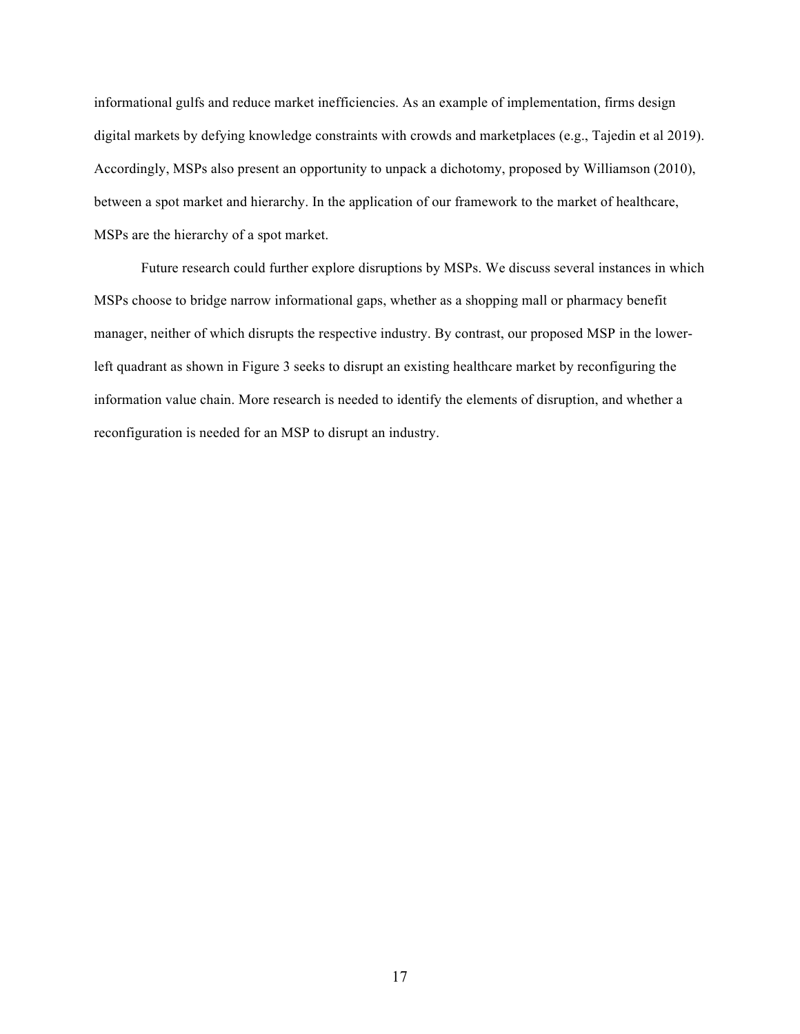informational gulfs and reduce market inefficiencies. As an example of implementation, firms design digital markets by defying knowledge constraints with crowds and marketplaces (e.g., Tajedin et al 2019). Accordingly, MSPs also present an opportunity to unpack a dichotomy, proposed by Williamson (2010), between a spot market and hierarchy. In the application of our framework to the market of healthcare, MSPs are the hierarchy of a spot market.

Future research could further explore disruptions by MSPs. We discuss several instances in which MSPs choose to bridge narrow informational gaps, whether as a shopping mall or pharmacy benefit manager, neither of which disrupts the respective industry. By contrast, our proposed MSP in the lower-left quadrant as shown in Figure 3 seeks to disrupt an existing healthcare market by reconfiguring the information value chain. More research is needed to identify the elements of disruption, and whether a reconfiguration is needed for an MSP to disrupt an industry.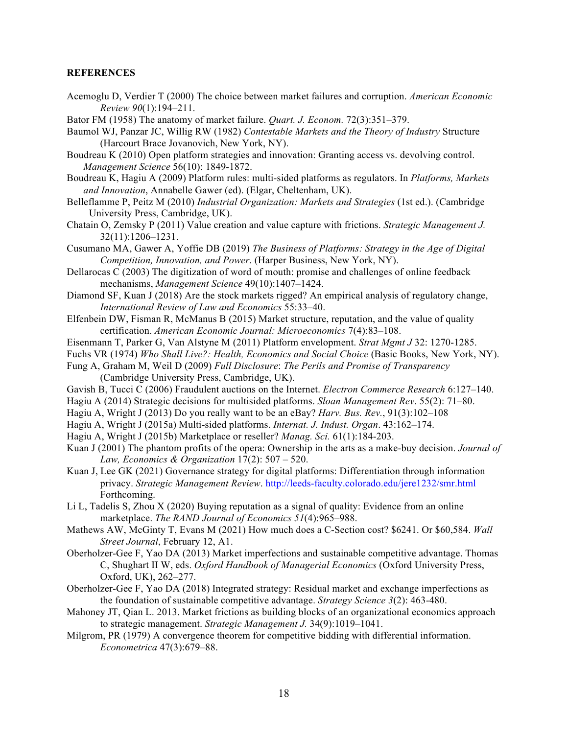**REFERENCES**

Acemoglu D, Verdier T (2000) The choice between market failures and corruption. *American Economic Review 90*(1):194–211.

Bator FM (1958) The anatomy of market failure. *Quart. J. Econom.* 72(3):351–379.

Baumol WJ, Panzar JC, Willig RW (1982) *Contestable Markets and the Theory of Industry* Structure (Harcourt Brace Jovanovich, New York, NY).

Boudreau K (2010) Open platform strategies and innovation: Granting access vs. devolving control. *Management Science* 56(10): 1849-1872.

Boudreau K, Hagiu A (2009) Platform rules: multi-sided platforms as regulators. In *Platforms, Markets and Innovation*, Annabelle Gawer (ed). (Elgar, Cheltenham, UK).

Belleflamme P, Peitz M (2010) *Industrial Organization: Markets and Strategies* (1st ed.). (Cambridge University Press, Cambridge, UK).

Chatain O, Zemsky P (2011) Value creation and value capture with frictions. *Strategic Management J.* 32(11):1206–1231.

Cusumano MA, Gawer A, Yoffie DB (2019) *The Business of Platforms: Strategy in the Age of Digital Competition, Innovation, and Power*. (Harper Business, New York, NY).

Dellarocas C (2003) The digitization of word of mouth: promise and challenges of online feedback mechanisms, *Management Science* 49(10):1407–1424.

Diamond SF, Kuan J (2018) Are the stock markets rigged? An empirical analysis of regulatory change, *International Review of Law and Economics* 55:33–40.

Elfenbein DW, Fisman R, McManus B (2015) Market structure, reputation, and the value of quality certification. *American Economic Journal: Microeconomics* 7(4):83–108.

Eisenmann T, Parker G, Van Alstyne M (2011) Platform envelopment. *Strat Mgmt J* 32: 1270-1285.

Fuchs VR (1974) *Who Shall Live?: Health, Economics and Social Choice* (Basic Books, New York, NY).

Fung A, Graham M, Weil D (2009) *Full Disclosure*: *The Perils and Promise of Transparency* (Cambridge University Press, Cambridge, UK).

Gavish B, Tucci C (2006) Fraudulent auctions on the Internet. *Electron Commerce Research* 6:127–140.

Hagiu A (2014) Strategic decisions for multisided platforms. *Sloan Management Rev*. 55(2): 71–80.

Hagiu A, Wright J (2013) Do you really want to be an eBay? *Harv. Bus. Rev.*, 91(3):102–108

Hagiu A, Wright J (2015a) Multi-sided platforms. *Internat. J. Indust. Organ*. 43:162–174.

Hagiu A, Wright J (2015b) Marketplace or reseller? *Manag. Sci.* 61(1):184-203.

Kuan J (2001) The phantom profits of the opera: Ownership in the arts as a make-buy decision. *Journal of Law, Economics & Organization* 17(2): 507 – 520.

Kuan J, Lee GK (2021) Governance strategy for digital platforms: Differentiation through information privacy. *Strategic Management Review*. http://leeds-faculty.colorado.edu/jere1232/smr.html Forthcoming.

Li L, Tadelis S, Zhou X (2020) Buying reputation as a signal of quality: Evidence from an online marketplace. *The RAND Journal of Economics 51*(4):965–988.

Mathews AW, McGinty T, Evans M (2021) How much does a C-Section cost? $6241. Or $60,584. *Wall Street Journal*, February 12, A1.

Oberholzer-Gee F, Yao DA (2013) Market imperfections and sustainable competitive advantage. Thomas C, Shughart II W, eds. *Oxford Handbook of Managerial Economics* (Oxford University Press, Oxford, UK), 262–277.

Oberholzer-Gee F, Yao DA (2018) Integrated strategy: Residual market and exchange imperfections as the foundation of sustainable competitive advantage. *Strategy Science 3*(2): 463-480.

Mahoney JT, Qian L. 2013. Market frictions as building blocks of an organizational economics approach to strategic management. *Strategic Management J.* 34(9):1019–1041.

Milgrom, PR (1979) A convergence theorem for competitive bidding with differential information. *Econometrica* 47(3):679–88.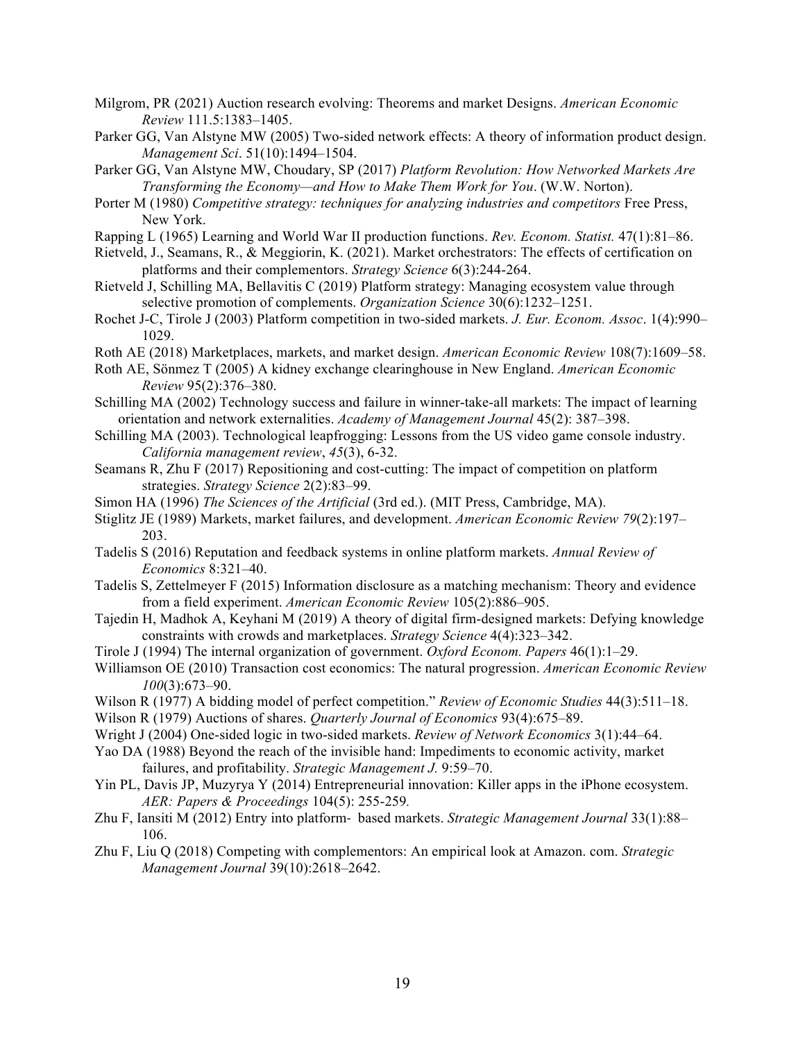Milgrom, PR (2021) Auction research evolving: Theorems and market Designs. *American Economic Review* 111.5:1383–1405.

Parker GG, Van Alstyne MW (2005) Two-sided network effects: A theory of information product design. *Management Sci*. 51(10):1494–1504.

Parker GG, Van Alstyne MW, Choudary, SP (2017) *Platform Revolution: How Networked Markets Are Transforming the Economy—and How to Make Them Work for You*. (W.W. Norton).

Porter M (1980) *Competitive strategy: techniques for analyzing industries and competitors* Free Press, New York.

Rapping L (1965) Learning and World War II production functions. *Rev. Econom. Statist.* 47(1):81–86.

Rietveld, J., Seamans, R., & Meggiorin, K. (2021). Market orchestrators: The effects of certification on platforms and their complementors. *Strategy Science* 6(3):244-264.

Rietveld J, Schilling MA, Bellavitis C (2019) Platform strategy: Managing ecosystem value through selective promotion of complements. *Organization Science* 30(6):1232–1251.

Rochet J-C, Tirole J (2003) Platform competition in two-sided markets. *J. Eur. Econom. Assoc*. 1(4):990–1029.

Roth AE (2018) Marketplaces, markets, and market design. *American Economic Review* 108(7):1609–58.

Roth AE, Sönmez T (2005) A kidney exchange clearinghouse in New England. *American Economic Review* 95(2):376–380.

Schilling MA (2002) Technology success and failure in winner-take-all markets: The impact of learning orientation and network externalities. *Academy of Management Journal* 45(2): 387–398.

Schilling MA (2003). Technological leapfrogging: Lessons from the US video game console industry. *California management review*, *45*(3), 6-32.

Seamans R, Zhu F (2017) Repositioning and cost-cutting: The impact of competition on platform strategies. *Strategy Science* 2(2):83–99.

Simon HA (1996) *The Sciences of the Artificial* (3rd ed.). (MIT Press, Cambridge, MA).

Stiglitz JE (1989) Markets, market failures, and development. *American Economic Review 79*(2):197–203.

Tadelis S (2016) Reputation and feedback systems in online platform markets. *Annual Review of Economics* 8:321–40.

Tadelis S, Zettelmeyer F (2015) Information disclosure as a matching mechanism: Theory and evidence from a field experiment. *American Economic Review* 105(2):886–905.

Tajedin H, Madhok A, Keyhani M (2019) A theory of digital firm-designed markets: Defying knowledge constraints with crowds and marketplaces. *Strategy Science* 4(4):323–342.

Tirole J (1994) The internal organization of government. *Oxford Econom. Papers* 46(1):1–29.

Williamson OE (2010) Transaction cost economics: The natural progression. *American Economic Review 100*(3):673–90.

Wilson R (1977) A bidding model of perfect competition." *Review of Economic Studies* 44(3):511–18.

Wilson R (1979) Auctions of shares. *Quarterly Journal of Economics* 93(4):675–89.

Wright J (2004) One-sided logic in two-sided markets. *Review of Network Economics* 3(1):44–64.

Yao DA (1988) Beyond the reach of the invisible hand: Impediments to economic activity, market failures, and profitability. *Strategic Management J.* 9:59–70.

Yin PL, Davis JP, Muzyrya Y (2014) Entrepreneurial innovation: Killer apps in the iPhone ecosystem. *AER: Papers & Proceedings* 104(5): 255-259.

Zhu F, Iansiti M (2012) Entry into platform- based markets. *Strategic Management Journal* 33(1):88–106.

Zhu F, Liu Q (2018) Competing with complementors: An empirical look at Amazon. com. *Strategic Management Journal* 39(10):2618–2642.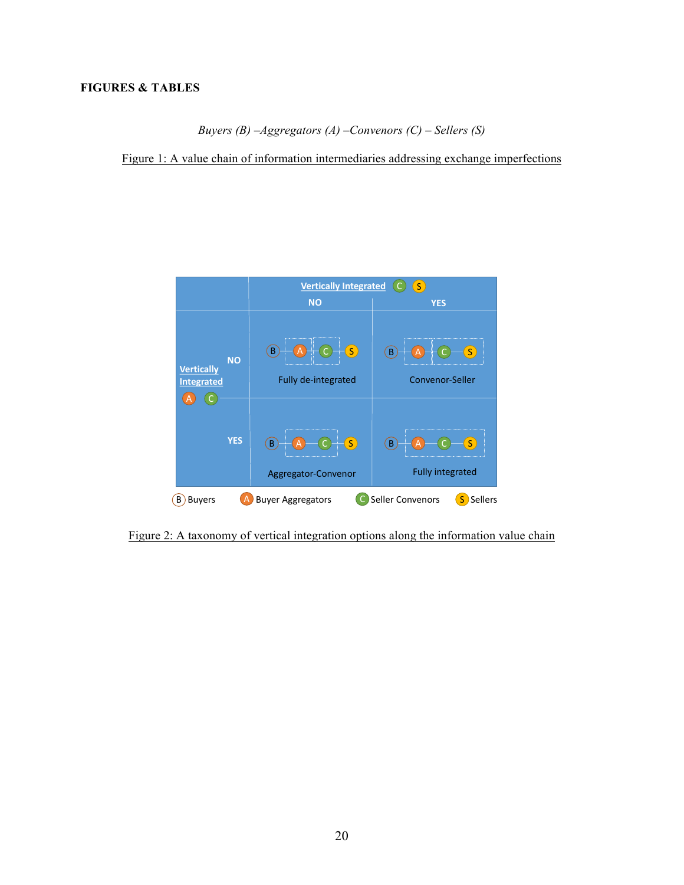**FIGURES & TABLES**

*Buyers (B) –Aggregators (A) –Convenors (C) – Sellers (S)*

Figure 1: A value chain of information intermediaries addressing exchange imperfections

| Vertically Integrated (A, C) \ Vertically Integrated (C, S) | NO | YES |
|---|---|---|
| **NO** | B – [A] – [C] – S<br>Fully de-integrated | B – [A] – [C – S]<br>Convenor-Seller |
| **YES** | B – [A – C] – S<br>Aggregator-Convenor | B – [A – C – S]<br>Fully integrated |

B Buyers   A Buyer Aggregators   C Seller Convenors   S Sellers

Figure 2: A taxonomy of vertical integration options along the information value chain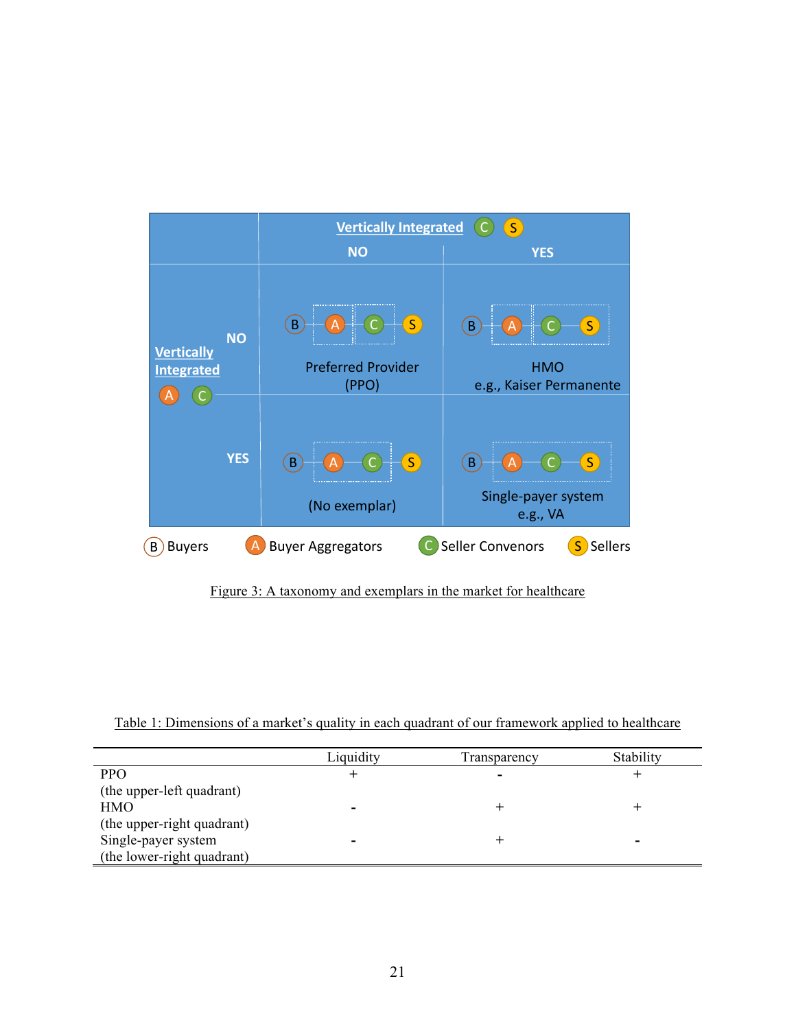Vertically Integrated C S

NO

YES

Vertically Integrated A C

NO

B A C S

Preferred Provider (PPO)

B A C S

HMO e.g., Kaiser Permanente

YES

B A C S

(No exemplar)

B A C S

Single-payer system e.g., VA

B Buyers A Buyer Aggregators C Seller Convenors S Sellers

Figure 3: A taxonomy and exemplars in the market for healthcare

Table 1: Dimensions of a market's quality in each quadrant of our framework applied to healthcare

| | Liquidity | Transparency | Stability |
|---|---|---|---|
| PPO (the upper-left quadrant) | + | - | + |
| HMO (the upper-right quadrant) | - | + | + |
| Single-payer system (the lower-right quadrant) | - | + | - |